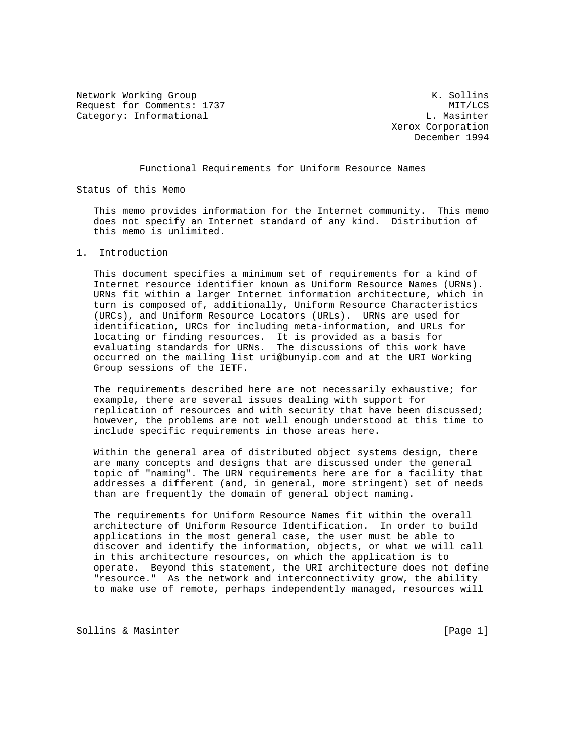Network Working Group K. Sollins
Request for Comments: 1737 MIT/LCS
Category: Informational L. Masinter
Xerox Corporation
December 1994

# Functional Requirements for Uniform Resource Names

## Status of this Memo

This memo provides information for the Internet community. This memo does not specify an Internet standard of any kind. Distribution of this memo is unlimited.

## 1. Introduction

This document specifies a minimum set of requirements for a kind of Internet resource identifier known as Uniform Resource Names (URNs). URNs fit within a larger Internet information architecture, which in turn is composed of, additionally, Uniform Resource Characteristics (URCs), and Uniform Resource Locators (URLs). URNs are used for identification, URCs for including meta-information, and URLs for locating or finding resources. It is provided as a basis for evaluating standards for URNs. The discussions of this work have occurred on the mailing list uri@bunyip.com and at the URI Working Group sessions of the IETF.

The requirements described here are not necessarily exhaustive; for example, there are several issues dealing with support for replication of resources and with security that have been discussed; however, the problems are not well enough understood at this time to include specific requirements in those areas here.

Within the general area of distributed object systems design, there are many concepts and designs that are discussed under the general topic of "naming". The URN requirements here are for a facility that addresses a different (and, in general, more stringent) set of needs than are frequently the domain of general object naming.

The requirements for Uniform Resource Names fit within the overall architecture of Uniform Resource Identification. In order to build applications in the most general case, the user must be able to discover and identify the information, objects, or what we will call in this architecture resources, on which the application is to operate. Beyond this statement, the URI architecture does not define "resource." As the network and interconnectivity grow, the ability to make use of remote, perhaps independently managed, resources will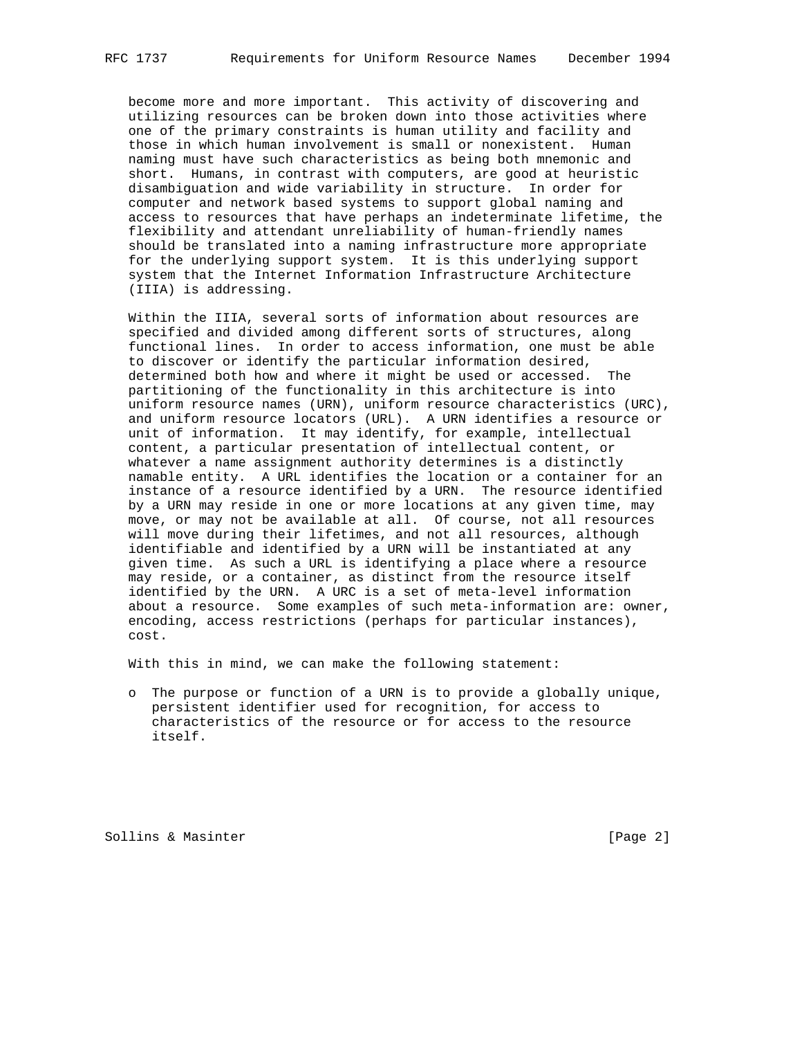become more and more important. This activity of discovering and utilizing resources can be broken down into those activities where one of the primary constraints is human utility and facility and those in which human involvement is small or nonexistent. Human naming must have such characteristics as being both mnemonic and short. Humans, in contrast with computers, are good at heuristic disambiguation and wide variability in structure. In order for computer and network based systems to support global naming and access to resources that have perhaps an indeterminate lifetime, the flexibility and attendant unreliability of human-friendly names should be translated into a naming infrastructure more appropriate for the underlying support system. It is this underlying support system that the Internet Information Infrastructure Architecture (IIIA) is addressing.

Within the IIIA, several sorts of information about resources are specified and divided among different sorts of structures, along functional lines. In order to access information, one must be able to discover or identify the particular information desired, determined both how and where it might be used or accessed. The partitioning of the functionality in this architecture is into uniform resource names (URN), uniform resource characteristics (URC), and uniform resource locators (URL). A URN identifies a resource or unit of information. It may identify, for example, intellectual content, a particular presentation of intellectual content, or whatever a name assignment authority determines is a distinctly namable entity. A URL identifies the location or a container for an instance of a resource identified by a URN. The resource identified by a URN may reside in one or more locations at any given time, may move, or may not be available at all. Of course, not all resources will move during their lifetimes, and not all resources, although identifiable and identified by a URN will be instantiated at any given time. As such a URL is identifying a place where a resource may reside, or a container, as distinct from the resource itself identified by the URN. A URC is a set of meta-level information about a resource. Some examples of such meta-information are: owner, encoding, access restrictions (perhaps for particular instances), cost.

With this in mind, we can make the following statement:

- The purpose or function of a URN is to provide a globally unique, persistent identifier used for recognition, for access to characteristics of the resource or for access to the resource itself.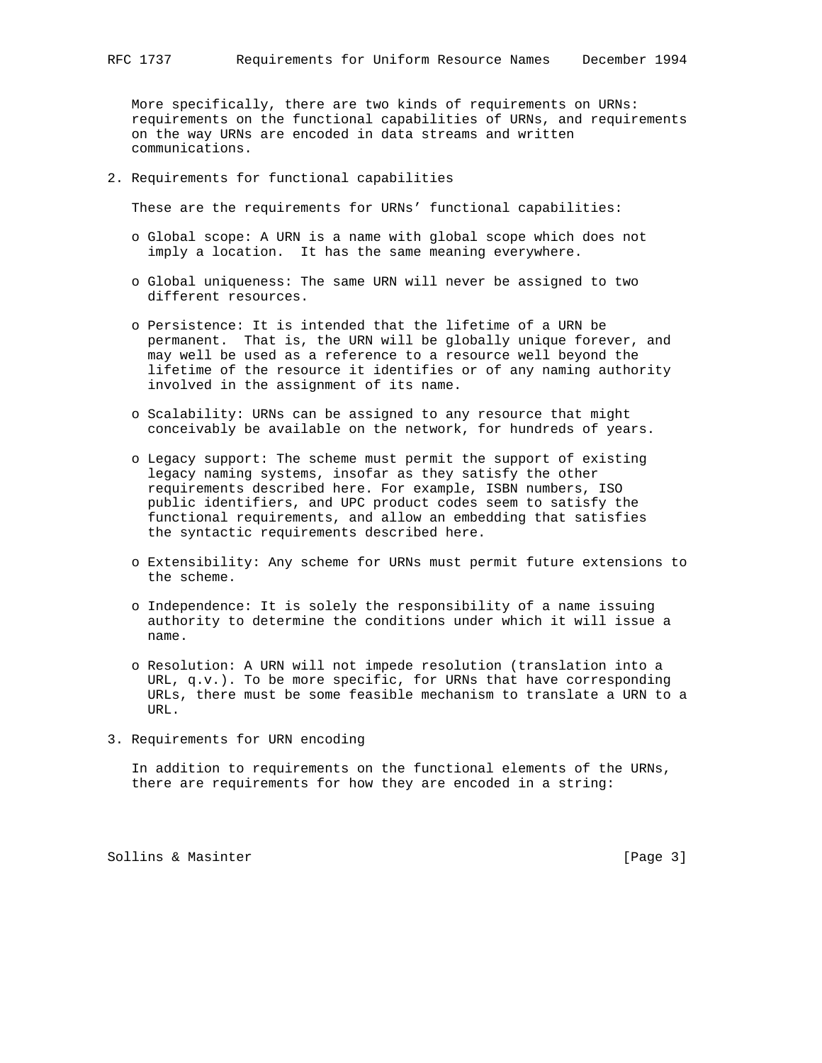More specifically, there are two kinds of requirements on URNs: requirements on the functional capabilities of URNs, and requirements on the way URNs are encoded in data streams and written communications.

## 2. Requirements for functional capabilities

These are the requirements for URNs' functional capabilities:

- Global scope: A URN is a name with global scope which does not imply a location. It has the same meaning everywhere.

- Global uniqueness: The same URN will never be assigned to two different resources.

- Persistence: It is intended that the lifetime of a URN be permanent. That is, the URN will be globally unique forever, and may well be used as a reference to a resource well beyond the lifetime of the resource it identifies or of any naming authority involved in the assignment of its name.

- Scalability: URNs can be assigned to any resource that might conceivably be available on the network, for hundreds of years.

- Legacy support: The scheme must permit the support of existing legacy naming systems, insofar as they satisfy the other requirements described here. For example, ISBN numbers, ISO public identifiers, and UPC product codes seem to satisfy the functional requirements, and allow an embedding that satisfies the syntactic requirements described here.

- Extensibility: Any scheme for URNs must permit future extensions to the scheme.

- Independence: It is solely the responsibility of a name issuing authority to determine the conditions under which it will issue a name.

- Resolution: A URN will not impede resolution (translation into a URL, q.v.). To be more specific, for URNs that have corresponding URLs, there must be some feasible mechanism to translate a URN to a URL.

## 3. Requirements for URN encoding

In addition to requirements on the functional elements of the URNs, there are requirements for how they are encoded in a string: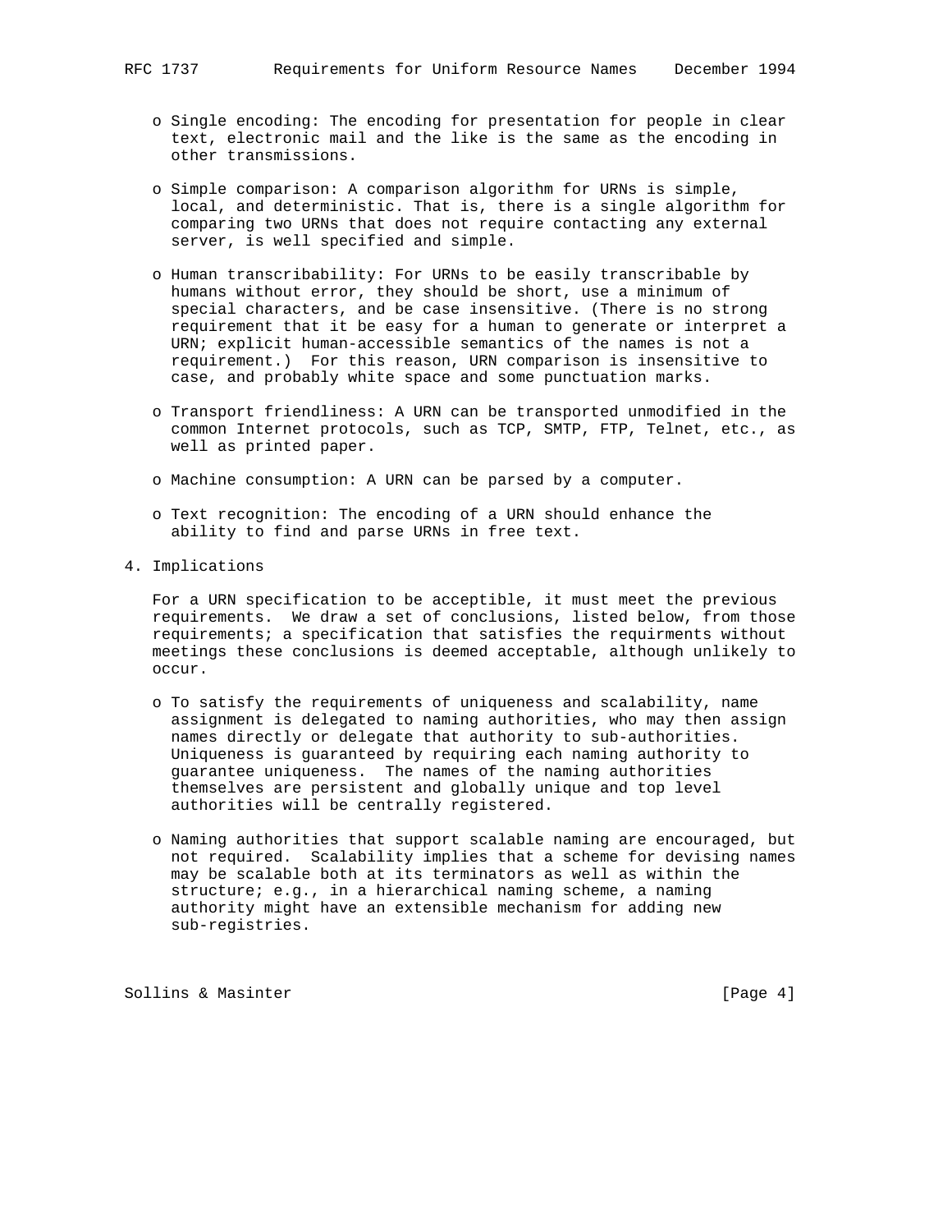- Single encoding: The encoding for presentation for people in clear text, electronic mail and the like is the same as the encoding in other transmissions.

- Simple comparison: A comparison algorithm for URNs is simple, local, and deterministic. That is, there is a single algorithm for comparing two URNs that does not require contacting any external server, is well specified and simple.

- Human transcribability: For URNs to be easily transcribable by humans without error, they should be short, use a minimum of special characters, and be case insensitive. (There is no strong requirement that it be easy for a human to generate or interpret a URN; explicit human-accessible semantics of the names is not a requirement.) For this reason, URN comparison is insensitive to case, and probably white space and some punctuation marks.

- Transport friendliness: A URN can be transported unmodified in the common Internet protocols, such as TCP, SMTP, FTP, Telnet, etc., as well as printed paper.

- Machine consumption: A URN can be parsed by a computer.

- Text recognition: The encoding of a URN should enhance the ability to find and parse URNs in free text.

## 4. Implications

For a URN specification to be acceptible, it must meet the previous requirements. We draw a set of conclusions, listed below, from those requirements; a specification that satisfies the requirments without meetings these conclusions is deemed acceptable, although unlikely to occur.

- To satisfy the requirements of uniqueness and scalability, name assignment is delegated to naming authorities, who may then assign names directly or delegate that authority to sub-authorities. Uniqueness is guaranteed by requiring each naming authority to guarantee uniqueness. The names of the naming authorities themselves are persistent and globally unique and top level authorities will be centrally registered.

- Naming authorities that support scalable naming are encouraged, but not required. Scalability implies that a scheme for devising names may be scalable both at its terminators as well as within the structure; e.g., in a hierarchical naming scheme, a naming authority might have an extensible mechanism for adding new sub-registries.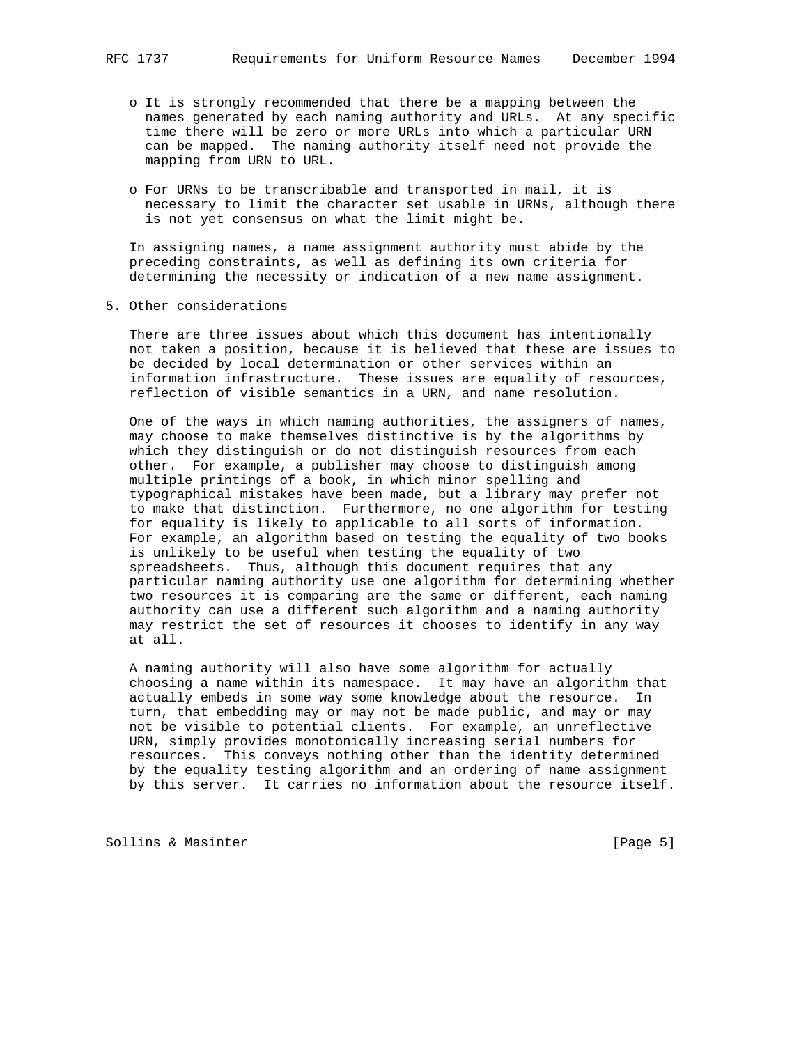- It is strongly recommended that there be a mapping between the names generated by each naming authority and URLs. At any specific time there will be zero or more URLs into which a particular URN can be mapped. The naming authority itself need not provide the mapping from URN to URL.

- For URNs to be transcribable and transported in mail, it is necessary to limit the character set usable in URNs, although there is not yet consensus on what the limit might be.

In assigning names, a name assignment authority must abide by the preceding constraints, as well as defining its own criteria for determining the necessity or indication of a new name assignment.

## 5. Other considerations

There are three issues about which this document has intentionally not taken a position, because it is believed that these are issues to be decided by local determination or other services within an information infrastructure. These issues are equality of resources, reflection of visible semantics in a URN, and name resolution.

One of the ways in which naming authorities, the assigners of names, may choose to make themselves distinctive is by the algorithms by which they distinguish or do not distinguish resources from each other. For example, a publisher may choose to distinguish among multiple printings of a book, in which minor spelling and typographical mistakes have been made, but a library may prefer not to make that distinction. Furthermore, no one algorithm for testing for equality is likely to applicable to all sorts of information. For example, an algorithm based on testing the equality of two books is unlikely to be useful when testing the equality of two spreadsheets. Thus, although this document requires that any particular naming authority use one algorithm for determining whether two resources it is comparing are the same or different, each naming authority can use a different such algorithm and a naming authority may restrict the set of resources it chooses to identify in any way at all.

A naming authority will also have some algorithm for actually choosing a name within its namespace. It may have an algorithm that actually embeds in some way some knowledge about the resource. In turn, that embedding may or may not be made public, and may or may not be visible to potential clients. For example, an unreflective URN, simply provides monotonically increasing serial numbers for resources. This conveys nothing other than the identity determined by the equality testing algorithm and an ordering of name assignment by this server. It carries no information about the resource itself.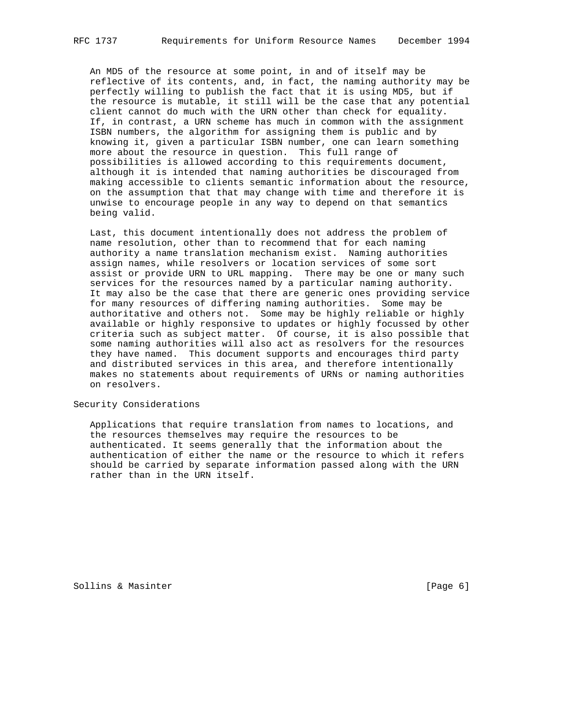An MD5 of the resource at some point, in and of itself may be reflective of its contents, and, in fact, the naming authority may be perfectly willing to publish the fact that it is using MD5, but if the resource is mutable, it still will be the case that any potential client cannot do much with the URN other than check for equality. If, in contrast, a URN scheme has much in common with the assignment ISBN numbers, the algorithm for assigning them is public and by knowing it, given a particular ISBN number, one can learn something more about the resource in question. This full range of possibilities is allowed according to this requirements document, although it is intended that naming authorities be discouraged from making accessible to clients semantic information about the resource, on the assumption that that may change with time and therefore it is unwise to encourage people in any way to depend on that semantics being valid.

Last, this document intentionally does not address the problem of name resolution, other than to recommend that for each naming authority a name translation mechanism exist. Naming authorities assign names, while resolvers or location services of some sort assist or provide URN to URL mapping. There may be one or many such services for the resources named by a particular naming authority. It may also be the case that there are generic ones providing service for many resources of differing naming authorities. Some may be authoritative and others not. Some may be highly reliable or highly available or highly responsive to updates or highly focussed by other criteria such as subject matter. Of course, it is also possible that some naming authorities will also act as resolvers for the resources they have named. This document supports and encourages third party and distributed services in this area, and therefore intentionally makes no statements about requirements of URNs or naming authorities on resolvers.

## Security Considerations

Applications that require translation from names to locations, and the resources themselves may require the resources to be authenticated. It seems generally that the information about the authentication of either the name or the resource to which it refers should be carried by separate information passed along with the URN rather than in the URN itself.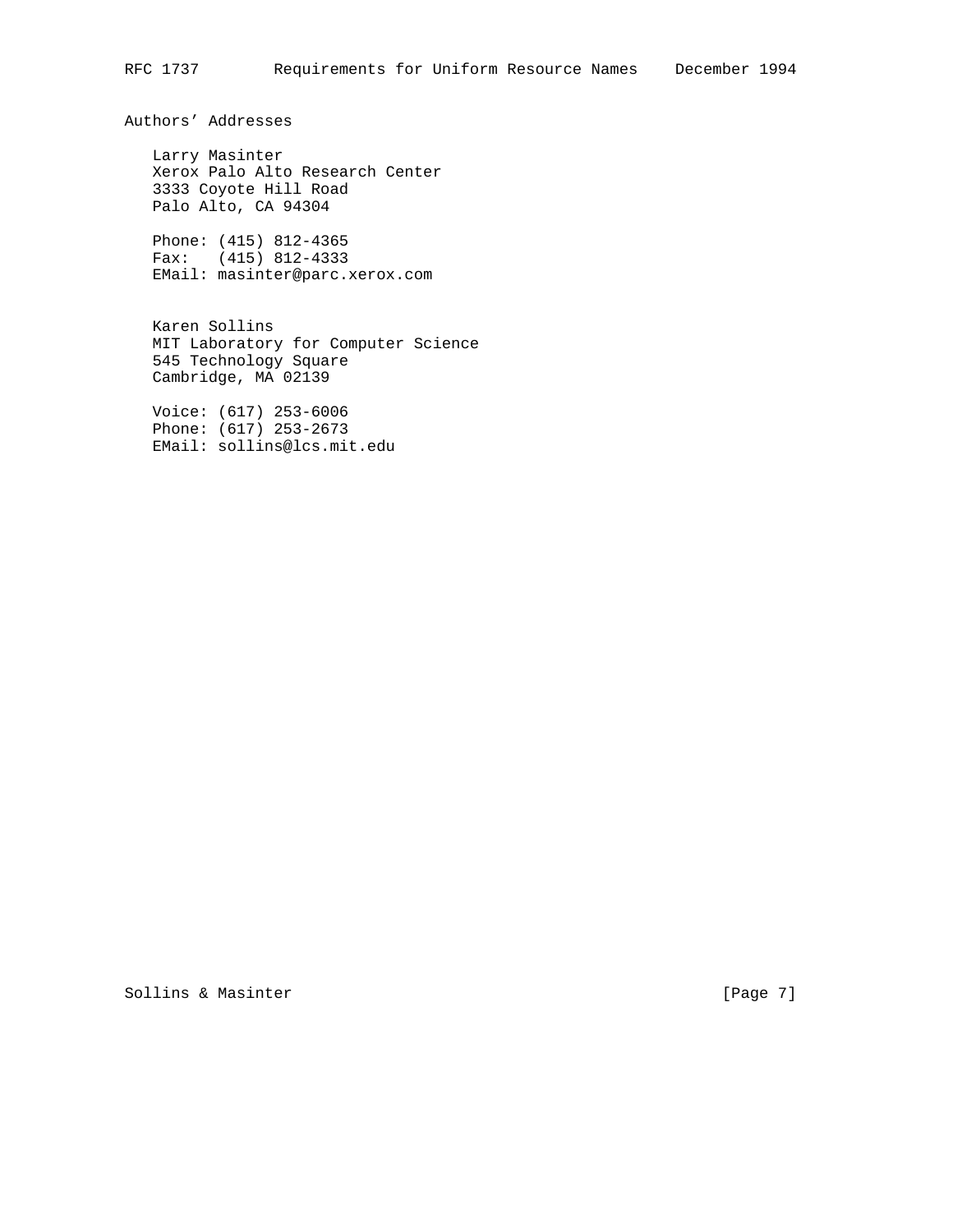## Authors' Addresses

Larry Masinter
Xerox Palo Alto Research Center
3333 Coyote Hill Road
Palo Alto, CA 94304

Phone: (415) 812-4365
Fax: (415) 812-4333
EMail: masinter@parc.xerox.com

Karen Sollins
MIT Laboratory for Computer Science
545 Technology Square
Cambridge, MA 02139

Voice: (617) 253-6006
Phone: (617) 253-2673
EMail: sollins@lcs.mit.edu